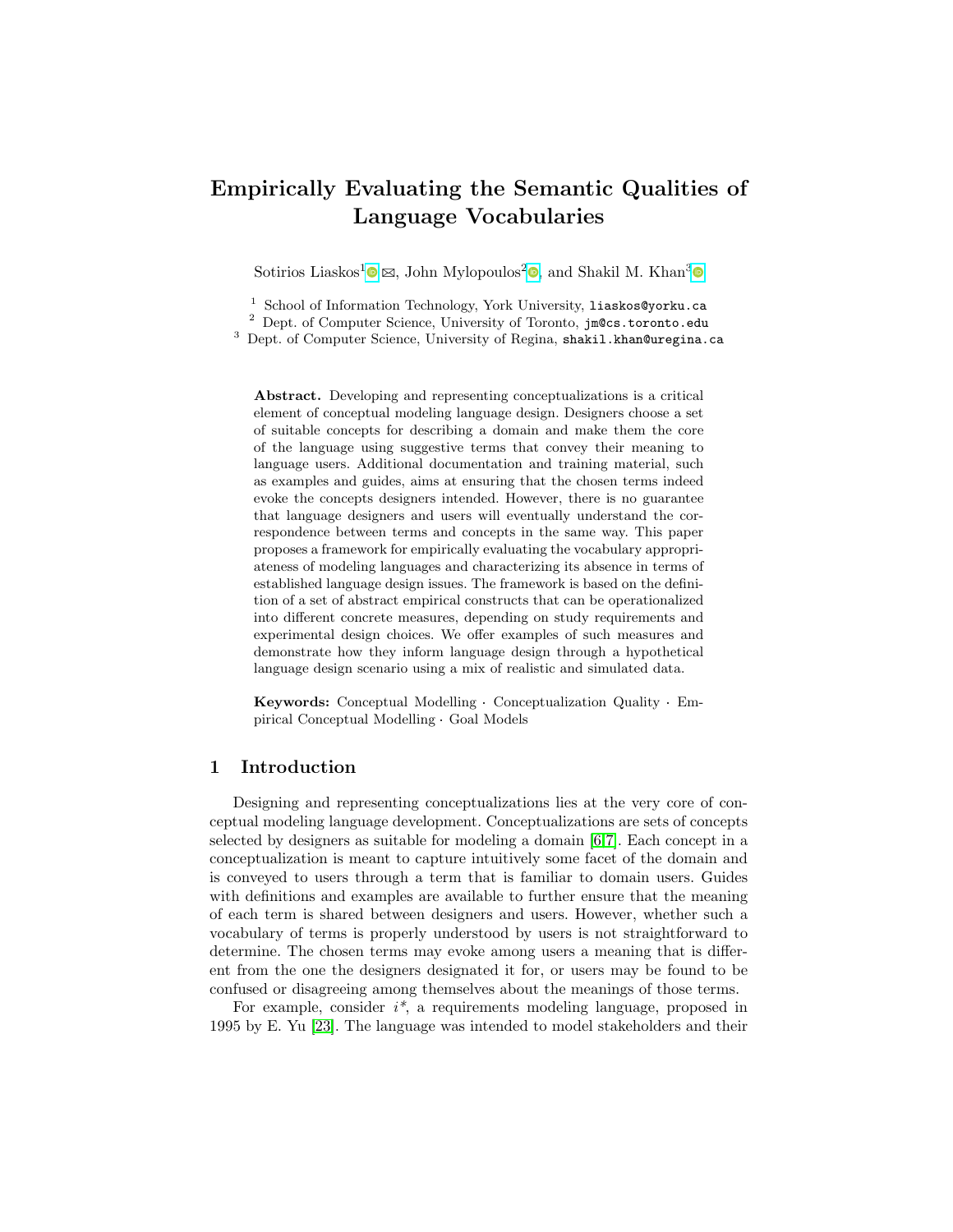# Empirically Evaluating the Semantic Qualities of Language Vocabularies

Sotirios Liaskos[1] ✉, John Mylopoulos[2], and Shakil M. Khan[3]

[1] School of Information Technology, York University, liaskos@yorku.ca
[2] Dept. of Computer Science, University of Toronto, jm@cs.toronto.edu
[3] Dept. of Computer Science, University of Regina, shakil.khan@uregina.ca

**Abstract.** Developing and representing conceptualizations is a critical element of conceptual modeling language design. Designers choose a set of suitable concepts for describing a domain and make them the core of the language using suggestive terms that convey their meaning to language users. Additional documentation and training material, such as examples and guides, aims at ensuring that the chosen terms indeed evoke the concepts designers intended. However, there is no guarantee that language designers and users will eventually understand the correspondence between terms and concepts in the same way. This paper proposes a framework for empirically evaluating the vocabulary appropriateness of modeling languages and characterizing its absence in terms of established language design issues. The framework is based on the definition of a set of abstract empirical constructs that can be operationalized into different concrete measures, depending on study requirements and experimental design choices. We offer examples of such measures and demonstrate how they inform language design through a hypothetical language design scenario using a mix of realistic and simulated data.

**Keywords:** Conceptual Modelling · Conceptualization Quality · Empirical Conceptual Modelling · Goal Models

## 1 Introduction

Designing and representing conceptualizations lies at the very core of conceptual modeling language development. Conceptualizations are sets of concepts selected by designers as suitable for modeling a domain [6,7]. Each concept in a conceptualization is meant to capture intuitively some facet of the domain and is conveyed to users through a term that is familiar to domain users. Guides with definitions and examples are available to further ensure that the meaning of each term is shared between designers and users. However, whether such a vocabulary of terms is properly understood by users is not straightforward to determine. The chosen terms may evoke among users a meaning that is different from the one the designers designated it for, or users may be found to be confused or disagreeing among themselves about the meanings of those terms.

For example, consider *i*\*, a requirements modeling language, proposed in 1995 by E. Yu [23]. The language was intended to model stakeholders and their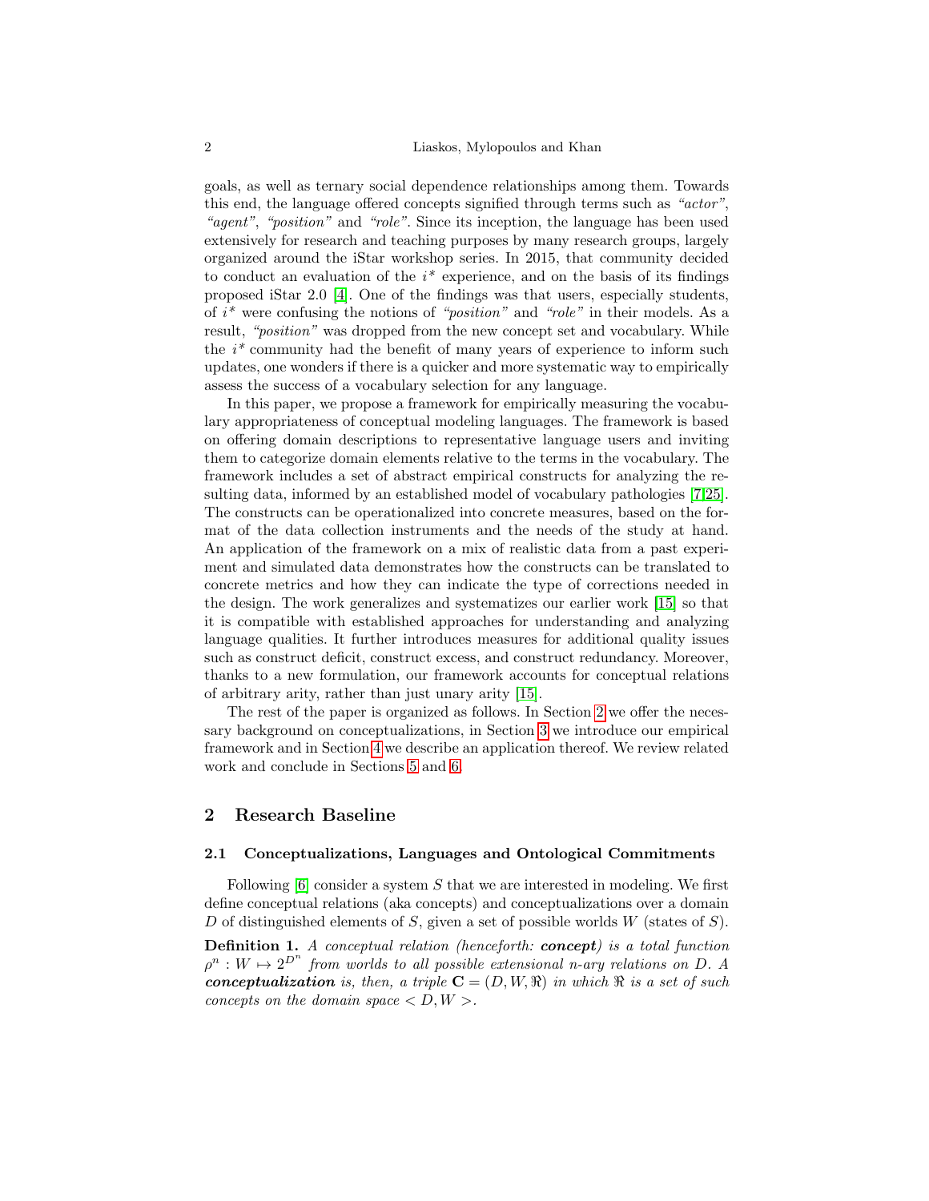goals, as well as ternary social dependence relationships among them. Towards this end, the language offered concepts signified through terms such as *"actor"*, *"agent"*, *"position"* and *"role"*. Since its inception, the language has been used extensively for research and teaching purposes by many research groups, largely organized around the iStar workshop series. In 2015, that community decided to conduct an evaluation of the $i^*$ experience, and on the basis of its findings proposed iStar 2.0 [4]. One of the findings was that users, especially students, of $i^*$ were confusing the notions of *"position"* and *"role"* in their models. As a result, *"position"* was dropped from the new concept set and vocabulary. While the $i^*$ community had the benefit of many years of experience to inform such updates, one wonders if there is a quicker and more systematic way to empirically assess the success of a vocabulary selection for any language.

In this paper, we propose a framework for empirically measuring the vocabulary appropriateness of conceptual modeling languages. The framework is based on offering domain descriptions to representative language users and inviting them to categorize domain elements relative to the terms in the vocabulary. The framework includes a set of abstract empirical constructs for analyzing the resulting data, informed by an established model of vocabulary pathologies [7,25]. The constructs can be operationalized into concrete measures, based on the format of the data collection instruments and the needs of the study at hand. An application of the framework on a mix of realistic data from a past experiment and simulated data demonstrates how the constructs can be translated to concrete metrics and how they can indicate the type of corrections needed in the design. The work generalizes and systematizes our earlier work [15] so that it is compatible with established approaches for understanding and analyzing language qualities. It further introduces measures for additional quality issues such as construct deficit, construct excess, and construct redundancy. Moreover, thanks to a new formulation, our framework accounts for conceptual relations of arbitrary arity, rather than just unary arity [15].

The rest of the paper is organized as follows. In Section 2 we offer the necessary background on conceptualizations, in Section 3 we introduce our empirical framework and in Section 4 we describe an application thereof. We review related work and conclude in Sections 5 and 6.

## 2 Research Baseline

### 2.1 Conceptualizations, Languages and Ontological Commitments

Following [6] consider a system $S$ that we are interested in modeling. We first define conceptual relations (aka concepts) and conceptualizations over a domain $D$ of distinguished elements of $S$, given a set of possible worlds $W$ (states of $S$).

**Definition 1.** *A conceptual relation (henceforth:* ***concept****) is a total function $\rho^n : W \mapsto 2^{D^n}$ from worlds to all possible extensional $n$-ary relations on $D$. A* ***conceptualization*** *is, then, a triple $\mathbf{C} = (D, W, \Re)$ in which $\Re$ is a set of such concepts on the domain space $< D, W >$.*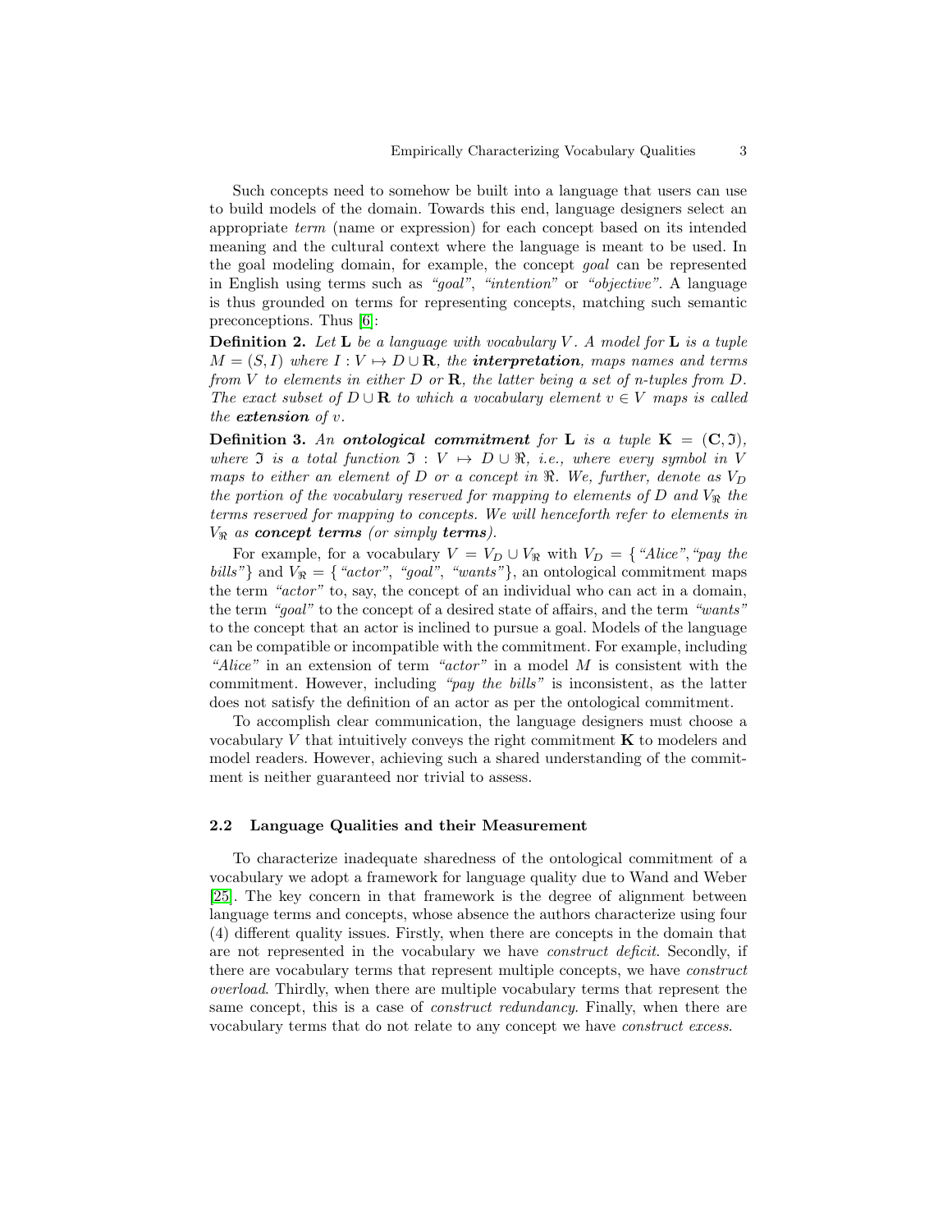Such concepts need to somehow be built into a language that users can use to build models of the domain. Towards this end, language designers select an appropriate *term* (name or expression) for each concept based on its intended meaning and the cultural context where the language is meant to be used. In the goal modeling domain, for example, the concept *goal* can be represented in English using terms such as *"goal"*, *"intention"* or *"objective"*. A language is thus grounded on terms for representing concepts, matching such semantic preconceptions. Thus [6]:

**Definition 2.** *Let* $\mathbf{L}$ *be a language with vocabulary* $V$*. A model for* $\mathbf{L}$ *is a tuple* $M = (S, I)$ *where* $I : V \mapsto D \cup \mathbf{R}$*, the* ***interpretation****, maps names and terms from* $V$ *to elements in either* $D$ *or* $\mathbf{R}$*, the latter being a set of n-tuples from* $D$*. The exact subset of* $D \cup \mathbf{R}$ *to which a vocabulary element* $v \in V$ *maps is called the* ***extension*** *of* $v$*.*

**Definition 3.** *An* ***ontological commitment*** *for* $\mathbf{L}$ *is a tuple* $\mathbf{K} = (\mathbf{C}, \mathfrak{I})$*, where* $\mathfrak{I}$ *is a total function* $\mathfrak{I} : V \mapsto D \cup \Re$*, i.e., where every symbol in* $V$ *maps to either an element of* $D$ *or a concept in* $\Re$*. We, further, denote as* $V_D$ *the portion of the vocabulary reserved for mapping to elements of* $D$ *and* $V_\Re$ *the terms reserved for mapping to concepts. We will henceforth refer to elements in* $V_\Re$ *as* ***concept terms*** *(or simply* ***terms****).*

For example, for a vocabulary $V = V_D \cup V_\Re$ with $V_D = \{$*"Alice"*, *"pay the bills"*$\}$ and $V_\Re = \{$*"actor"*, *"goal"*, *"wants"*$\}$, an ontological commitment maps the term *"actor"* to, say, the concept of an individual who can act in a domain, the term *"goal"* to the concept of a desired state of affairs, and the term *"wants"* to the concept that an actor is inclined to pursue a goal. Models of the language can be compatible or incompatible with the commitment. For example, including *"Alice"* in an extension of term *"actor"* in a model $M$ is consistent with the commitment. However, including *"pay the bills"* is inconsistent, as the latter does not satisfy the definition of an actor as per the ontological commitment.

To accomplish clear communication, the language designers must choose a vocabulary $V$ that intuitively conveys the right commitment $\mathbf{K}$ to modelers and model readers. However, achieving such a shared understanding of the commitment is neither guaranteed nor trivial to assess.

### 2.2 Language Qualities and their Measurement

To characterize inadequate sharedness of the ontological commitment of a vocabulary we adopt a framework for language quality due to Wand and Weber [25]. The key concern in that framework is the degree of alignment between language terms and concepts, whose absence the authors characterize using four (4) different quality issues. Firstly, when there are concepts in the domain that are not represented in the vocabulary we have *construct deficit*. Secondly, if there are vocabulary terms that represent multiple concepts, we have *construct overload*. Thirdly, when there are multiple vocabulary terms that represent the same concept, this is a case of *construct redundancy*. Finally, when there are vocabulary terms that do not relate to any concept we have *construct excess*.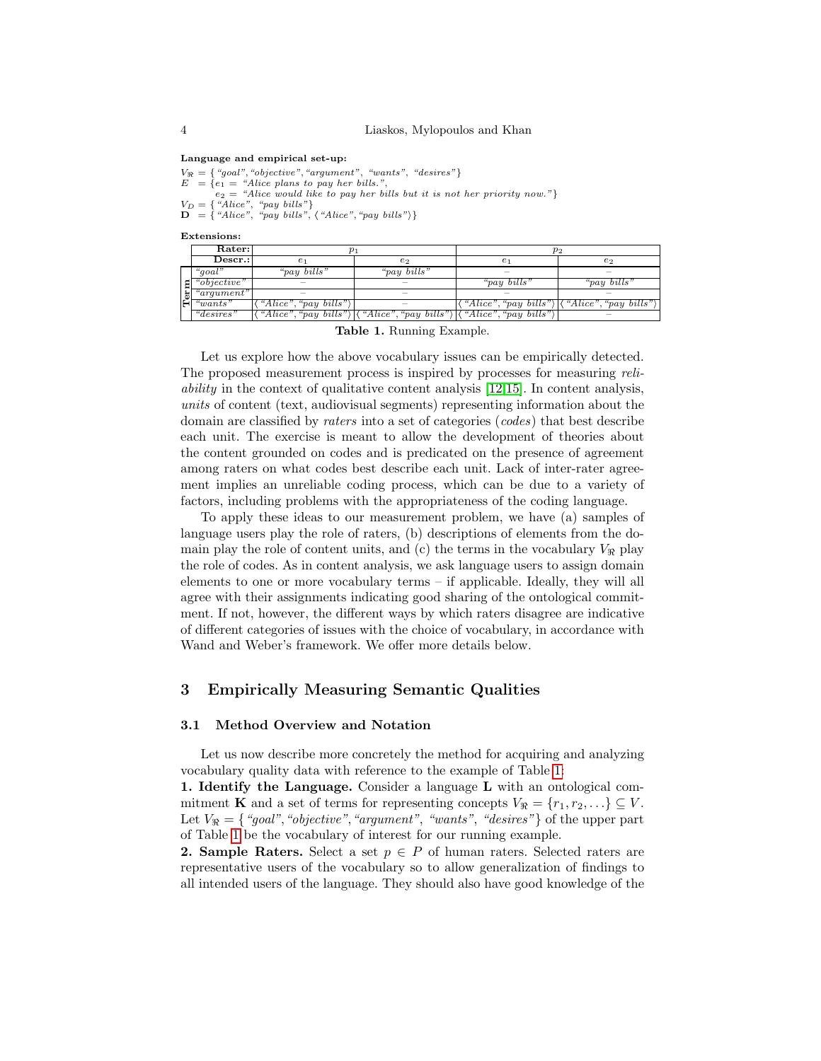**Language and empirical set-up:**

$V_{\Re}$ = { *"goal"*, *"objective"*, *"argument"*, *"wants"*, *"desires"*}
$E$ = {$e_1$ = *"Alice plans to pay her bills."*,
$e_2$ = *"Alice would like to pay her bills but it is not her priority now."*}
$V_D$ = { *"Alice"*, *"pay bills"*}
$\mathbf{D}$ = { *"Alice"*, *"pay bills"*, ⟨ *"Alice"*, *"pay bills"*⟩}

**Extensions:**

| | **Rater:** | $p_1$ | | $p_2$ | |
|---|---|---|---|---|---|
| | **Descr.:** | $e_1$ | $e_2$ | $e_1$ | $e_2$ |
| **Term** | *"goal"* | *"pay bills"* | *"pay bills"* | – | – |
| | *"objective"* | – | – | *"pay bills"* | *"pay bills"* |
| | *"argument"* | – | – | – | – |
| | *"wants"* | ⟨ *"Alice"*, *"pay bills"*⟩ | – | ⟨ *"Alice"*, *"pay bills"*⟩ | ⟨ *"Alice"*, *"pay bills"*⟩ |
| | *"desires"* | ⟨ *"Alice"*, *"pay bills"*⟩ | ⟨ *"Alice"*, *"pay bills"*⟩ | ⟨ *"Alice"*, *"pay bills"*⟩ | – |

**Table 1.** Running Example.

Let us explore how the above vocabulary issues can be empirically detected. The proposed measurement process is inspired by processes for measuring *reliability* in the context of qualitative content analysis [12,15]. In content analysis, *units* of content (text, audiovisual segments) representing information about the domain are classified by *raters* into a set of categories (*codes*) that best describe each unit. The exercise is meant to allow the development of theories about the content grounded on codes and is predicated on the presence of agreement among raters on what codes best describe each unit. Lack of inter-rater agreement implies an unreliable coding process, which can be due to a variety of factors, including problems with the appropriateness of the coding language.

To apply these ideas to our measurement problem, we have (a) samples of language users play the role of raters, (b) descriptions of elements from the domain play the role of content units, and (c) the terms in the vocabulary $V_{\Re}$ play the role of codes. As in content analysis, we ask language users to assign domain elements to one or more vocabulary terms – if applicable. Ideally, they will all agree with their assignments indicating good sharing of the ontological commitment. If not, however, the different ways by which raters disagree are indicative of different categories of issues with the choice of vocabulary, in accordance with Wand and Weber's framework. We offer more details below.

## 3 Empirically Measuring Semantic Qualities

### 3.1 Method Overview and Notation

Let us now describe more concretely the method for acquiring and analyzing vocabulary quality data with reference to the example of Table 1:

**1. Identify the Language.** Consider a language $\mathbf{L}$ with an ontological commitment $\mathbf{K}$ and a set of terms for representing concepts $V_{\Re} = \{r_1, r_2, \ldots\} \subseteq V$. Let $V_{\Re}$ = { *"goal"*, *"objective"*, *"argument"*, *"wants"*, *"desires"*} of the upper part of Table 1 be the vocabulary of interest for our running example.

**2. Sample Raters.** Select a set $p \in P$ of human raters. Selected raters are representative users of the vocabulary so to allow generalization of findings to all intended users of the language. They should also have good knowledge of the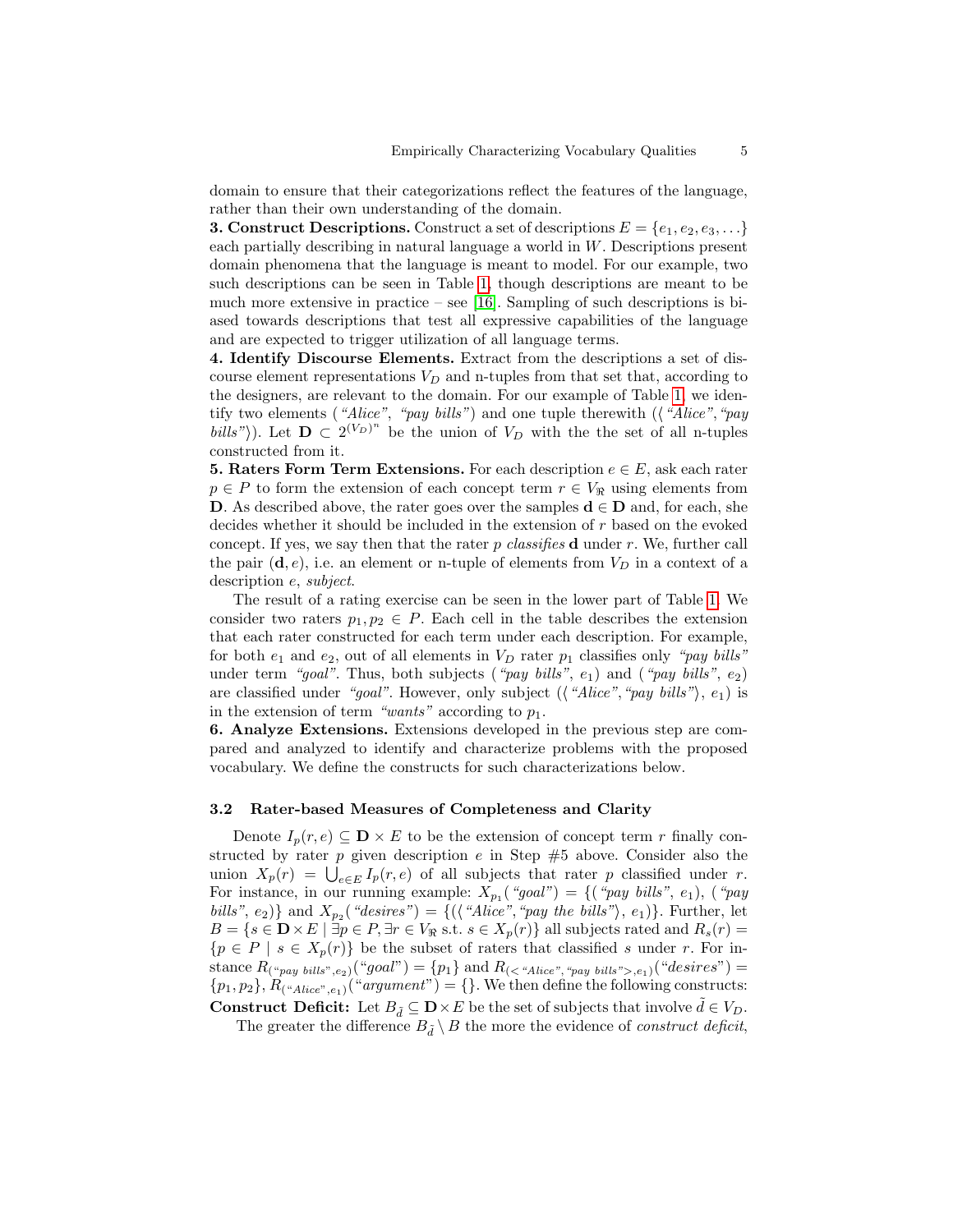domain to ensure that their categorizations reflect the features of the language, rather than their own understanding of the domain.

**3. Construct Descriptions.** Construct a set of descriptions $E = \{e_1, e_2, e_3, \ldots\}$ each partially describing in natural language a world in $W$. Descriptions present domain phenomena that the language is meant to model. For our example, two such descriptions can be seen in Table 1, though descriptions are meant to be much more extensive in practice – see [16]. Sampling of such descriptions is biased towards descriptions that test all expressive capabilities of the language and are expected to trigger utilization of all language terms.

**4. Identify Discourse Elements.** Extract from the descriptions a set of discourse element representations $V_D$ and n-tuples from that set that, according to the designers, are relevant to the domain. For our example of Table 1, we identify two elements (*"Alice"*, *"pay bills"*) and one tuple therewith ($\langle$*"Alice"*,*"pay bills"*$\rangle$). Let $\mathbf{D} \subset 2^{(V_D)^n}$ be the union of $V_D$ with the the set of all n-tuples constructed from it.

**5. Raters Form Term Extensions.** For each description $e \in E$, ask each rater $p \in P$ to form the extension of each concept term $r \in V_{\Re}$ using elements from $\mathbf{D}$. As described above, the rater goes over the samples $\mathbf{d} \in \mathbf{D}$ and, for each, she decides whether it should be included in the extension of $r$ based on the evoked concept. If yes, we say then that the rater $p$ *classifies* $\mathbf{d}$ under $r$. We, further call the pair $(\mathbf{d}, e)$, i.e. an element or n-tuple of elements from $V_D$ in a context of a description $e$, *subject*.

The result of a rating exercise can be seen in the lower part of Table 1. We consider two raters $p_1, p_2 \in P$. Each cell in the table describes the extension that each rater constructed for each term under each description. For example, for both $e_1$ and $e_2$, out of all elements in $V_D$ rater $p_1$ classifies only *"pay bills"* under term *"goal"*. Thus, both subjects (*"pay bills"*, $e_1$) and (*"pay bills"*, $e_2$) are classified under *"goal"*. However, only subject ($\langle$*"Alice"*,*"pay bills"*$\rangle$, $e_1$) is in the extension of term *"wants"* according to $p_1$.

**6. Analyze Extensions.** Extensions developed in the previous step are compared and analyzed to identify and characterize problems with the proposed vocabulary. We define the constructs for such characterizations below.

### 3.2 Rater-based Measures of Completeness and Clarity

Denote $I_p(r, e) \subseteq \mathbf{D} \times E$ to be the extension of concept term $r$ finally constructed by rater $p$ given description $e$ in Step #5 above. Consider also the union $X_p(r) = \bigcup_{e \in E} I_p(r, e)$ of all subjects that rater $p$ classified under $r$. For instance, in our running example: $X_{p_1}$(*"goal"*) $= \{$(*"pay bills"*, $e_1$), (*"pay bills"*, $e_2$)$\}$ and $X_{p_2}$(*"desires"*) $= \{$($\langle$*"Alice"*,*"pay the bills"*$\rangle$, $e_1$)$\}$. Further, let $B = \{s \in \mathbf{D} \times E \mid \exists p \in P, \exists r \in V_{\Re} \text{ s.t. } s \in X_p(r)\}$ all subjects rated and $R_s(r) = \{p \in P \mid s \in X_p(r)\}$ be the subset of raters that classified $s$ under $r$. For instance $R_{(\text{"pay bills"}, e_2)}(\text{"goal"}) = \{p_1\}$ and $R_{(<\text{"Alice"}, \text{"pay bills"}>, e_1)}(\text{"desires"}) = \{p_1, p_2\}$, $R_{(\text{"Alice"}, e_1)}(\text{"argument"}) = \{\}$. We then define the following constructs:

**Construct Deficit:** Let $B_{\tilde{d}} \subseteq \mathbf{D} \times E$ be the set of subjects that involve $\tilde{d} \in V_D$.

The greater the difference $B_{\tilde{d}} \setminus B$ the more the evidence of *construct deficit*,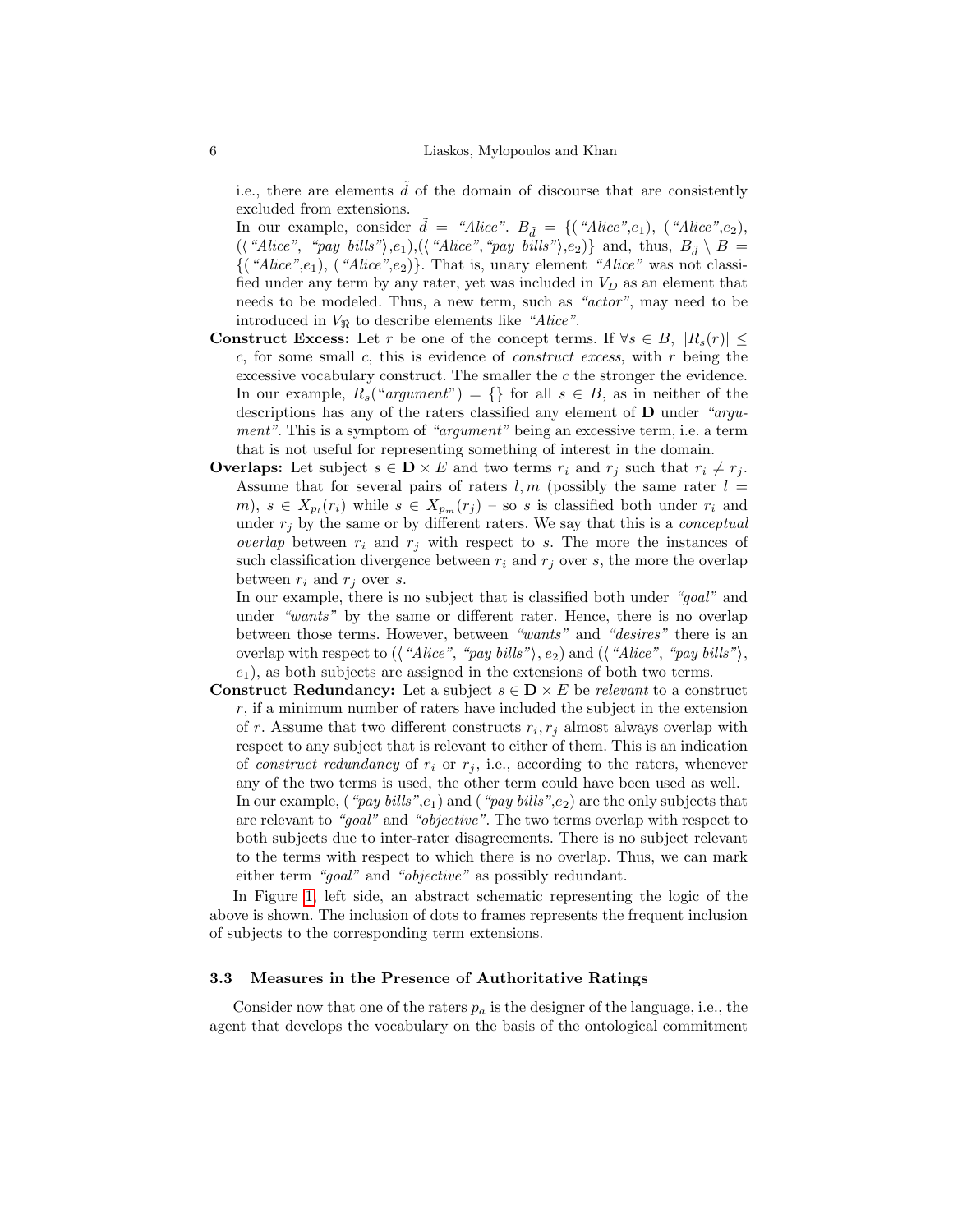i.e., there are elements $\tilde{d}$ of the domain of discourse that are consistently excluded from extensions.

In our example, consider $\tilde{d}$ = *"Alice"*. $B_{\tilde{d}} = \{($*"Alice"*$,e_1)$, $($*"Alice"*$,e_2)$, $(\langle$*"Alice"*, *"pay bills"*$\rangle,e_1)$,$(\langle$*"Alice"*,*"pay bills"*$\rangle,e_2)\}$ and, thus, $B_{\tilde{d}} \setminus B = \{($*"Alice"*$,e_1)$, $($*"Alice"*$,e_2)\}$. That is, unary element *"Alice"* was not classified under any term by any rater, yet was included in $V_D$ as an element that needs to be modeled. Thus, a new term, such as *"actor"*, may need to be introduced in $V_{\Re}$ to describe elements like *"Alice"*.

**Construct Excess:** Let $r$ be one of the concept terms. If $\forall s \in B,\ |R_s(r)| \leq c$, for some small $c$, this is evidence of *construct excess*, with $r$ being the excessive vocabulary construct. The smaller the $c$ the stronger the evidence. In our example, $R_s($"*argument*"$) = \{\}$ for all $s \in B$, as in neither of the descriptions has any of the raters classified any element of $\mathbf{D}$ under *"argument"*. This is a symptom of *"argument"* being an excessive term, i.e. a term that is not useful for representing something of interest in the domain.

**Overlaps:** Let subject $s \in \mathbf{D} \times E$ and two terms $r_i$ and $r_j$ such that $r_i \neq r_j$. Assume that for several pairs of raters $l, m$ (possibly the same rater $l = m$), $s \in X_{p_l}(r_i)$ while $s \in X_{p_m}(r_j)$ – so $s$ is classified both under $r_i$ and under $r_j$ by the same or by different raters. We say that this is a *conceptual overlap* between $r_i$ and $r_j$ with respect to $s$. The more the instances of such classification divergence between $r_i$ and $r_j$ over $s$, the more the overlap between $r_i$ and $r_j$ over $s$.

In our example, there is no subject that is classified both under *"goal"* and under *"wants"* by the same or different rater. Hence, there is no overlap between those terms. However, between *"wants"* and *"desires"* there is an overlap with respect to $(\langle$*"Alice"*, *"pay bills"*$\rangle, e_2)$ and $(\langle$*"Alice"*, *"pay bills"*$\rangle, e_1)$, as both subjects are assigned in the extensions of both two terms.

**Construct Redundancy:** Let a subject $s \in \mathbf{D} \times E$ be *relevant* to a construct $r$, if a minimum number of raters have included the subject in the extension of $r$. Assume that two different constructs $r_i, r_j$ almost always overlap with respect to any subject that is relevant to either of them. This is an indication of *construct redundancy* of $r_i$ or $r_j$, i.e., according to the raters, whenever any of the two terms is used, the other term could have been used as well. In our example, $($*"pay bills"*$,e_1)$ and $($*"pay bills"*$,e_2)$ are the only subjects that are relevant to *"goal"* and *"objective"*. The two terms overlap with respect to both subjects due to inter-rater disagreements. There is no subject relevant to the terms with respect to which there is no overlap. Thus, we can mark either term *"goal"* and *"objective"* as possibly redundant.

In Figure 1, left side, an abstract schematic representing the logic of the above is shown. The inclusion of dots to frames represents the frequent inclusion of subjects to the corresponding term extensions.

### 3.3 Measures in the Presence of Authoritative Ratings

Consider now that one of the raters $p_a$ is the designer of the language, i.e., the agent that develops the vocabulary on the basis of the ontological commitment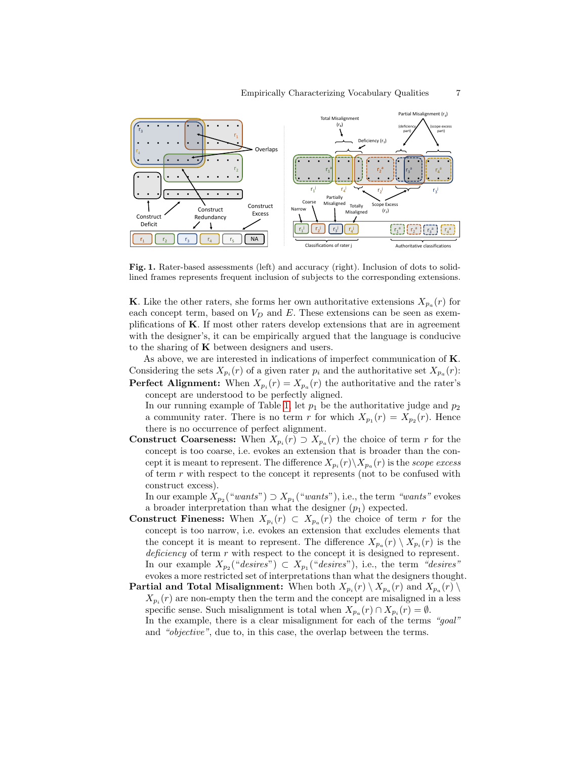**Fig. 1.** Rater-based assessments (left) and accuracy (right). Inclusion of dots to solid-lined frames represents frequent inclusion of subjects to the corresponding extensions.

**K**. Like the other raters, she forms her own authoritative extensions $X_{p_a}(r)$ for each concept term, based on $V_D$ and $E$. These extensions can be seen as exemplifications of **K**. If most other raters develop extensions that are in agreement with the designer's, it can be empirically argued that the language is conducive to the sharing of **K** between designers and users.

As above, we are interested in indications of imperfect communication of **K**. Considering the sets $X_{p_i}(r)$ of a given rater $p_i$ and the authoritative set $X_{p_a}(r)$:

**Perfect Alignment:** When $X_{p_i}(r) = X_{p_a}(r)$ the authoritative and the rater's concept are understood to be perfectly aligned.
In our running example of Table 1, let $p_1$ be the authoritative judge and $p_2$ a community rater. There is no term $r$ for which $X_{p_1}(r) = X_{p_2}(r)$. Hence there is no occurrence of perfect alignment.

**Construct Coarseness:** When $X_{p_i}(r) \supset X_{p_a}(r)$ the choice of term $r$ for the concept is too coarse, i.e. evokes an extension that is broader than the concept it is meant to represent. The difference $X_{p_i}(r) \backslash X_{p_a}(r)$ is the *scope excess* of term $r$ with respect to the concept it represents (not to be confused with construct excess).
In our example $X_{p_2}(\text{“}wants\text{”}) \supset X_{p_1}(\text{“}wants\text{”})$, i.e., the term *“wants”* evokes a broader interpretation than what the designer ($p_1$) expected.

**Construct Fineness:** When $X_{p_i}(r) \subset X_{p_a}(r)$ the choice of term $r$ for the concept is too narrow, i.e. evokes an extension that excludes elements that the concept it is meant to represent. The difference $X_{p_a}(r) \setminus X_{p_i}(r)$ is the *deficiency* of term $r$ with respect to the concept it is designed to represent.
In our example $X_{p_2}(\text{“}desires\text{”}) \subset X_{p_1}(\text{“}desires\text{”})$, i.e., the term *“desires”* evokes a more restricted set of interpretations than what the designers thought.

**Partial and Total Misalignment:** When both $X_{p_i}(r) \setminus X_{p_a}(r)$ and $X_{p_a}(r) \setminus X_{p_i}(r)$ are non-empty then the term and the concept are misaligned in a less specific sense. Such misalignment is total when $X_{p_a}(r) \cap X_{p_i}(r) = \emptyset$.
In the example, there is a clear misalignment for each of the terms *“goal”* and *“objective”*, due to, in this case, the overlap between the terms.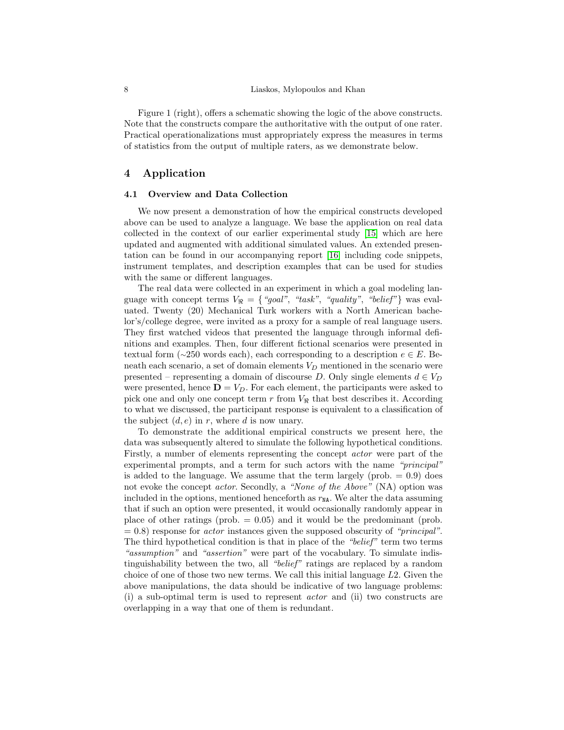Figure 1 (right), offers a schematic showing the logic of the above constructs. Note that the constructs compare the authoritative with the output of one rater. Practical operationalizations must appropriately express the measures in terms of statistics from the output of multiple raters, as we demonstrate below.

## 4 Application

### 4.1 Overview and Data Collection

We now present a demonstration of how the empirical constructs developed above can be used to analyze a language. We base the application on real data collected in the context of our earlier experimental study [15] which are here updated and augmented with additional simulated values. An extended presentation can be found in our accompanying report [16] including code snippets, instrument templates, and description examples that can be used for studies with the same or different languages.

The real data were collected in an experiment in which a goal modeling language with concept terms $V_{\Re} = \{$ *"goal"*, *"task"*, *"quality"*, *"belief"*$\}$ was evaluated. Twenty (20) Mechanical Turk workers with a North American bachelor's/college degree, were invited as a proxy for a sample of real language users. They first watched videos that presented the language through informal definitions and examples. Then, four different fictional scenarios were presented in textual form (~250 words each), each corresponding to a description $e \in E$. Beneath each scenario, a set of domain elements $V_D$ mentioned in the scenario were presented – representing a domain of discourse $D$. Only single elements $d \in V_D$ were presented, hence $\mathbf{D} = V_D$. For each element, the participants were asked to pick one and only one concept term $r$ from $V_{\Re}$ that best describes it. According to what we discussed, the participant response is equivalent to a classification of the subject $(d, e)$ in $r$, where $d$ is now unary.

To demonstrate the additional empirical constructs we present here, the data was subsequently altered to simulate the following hypothetical conditions. Firstly, a number of elements representing the concept *actor* were part of the experimental prompts, and a term for such actors with the name *"principal"* is added to the language. We assume that the term largely (prob. = 0.9) does not evoke the concept *actor*. Secondly, a *"None of the Above"* (NA) option was included in the options, mentioned henceforth as $r_{\mathtt{NA}}$. We alter the data assuming that if such an option were presented, it would occasionally randomly appear in place of other ratings (prob. = 0.05) and it would be the predominant (prob. = 0.8) response for *actor* instances given the supposed obscurity of *"principal"*. The third hypothetical condition is that in place of the *"belief"* term two terms *"assumption"* and *"assertion"* were part of the vocabulary. To simulate indistinguishability between the two, all *"belief"* ratings are replaced by a random choice of one of those two new terms. We call this initial language $L2$. Given the above manipulations, the data should be indicative of two language problems: (i) a sub-optimal term is used to represent *actor* and (ii) two constructs are overlapping in a way that one of them is redundant.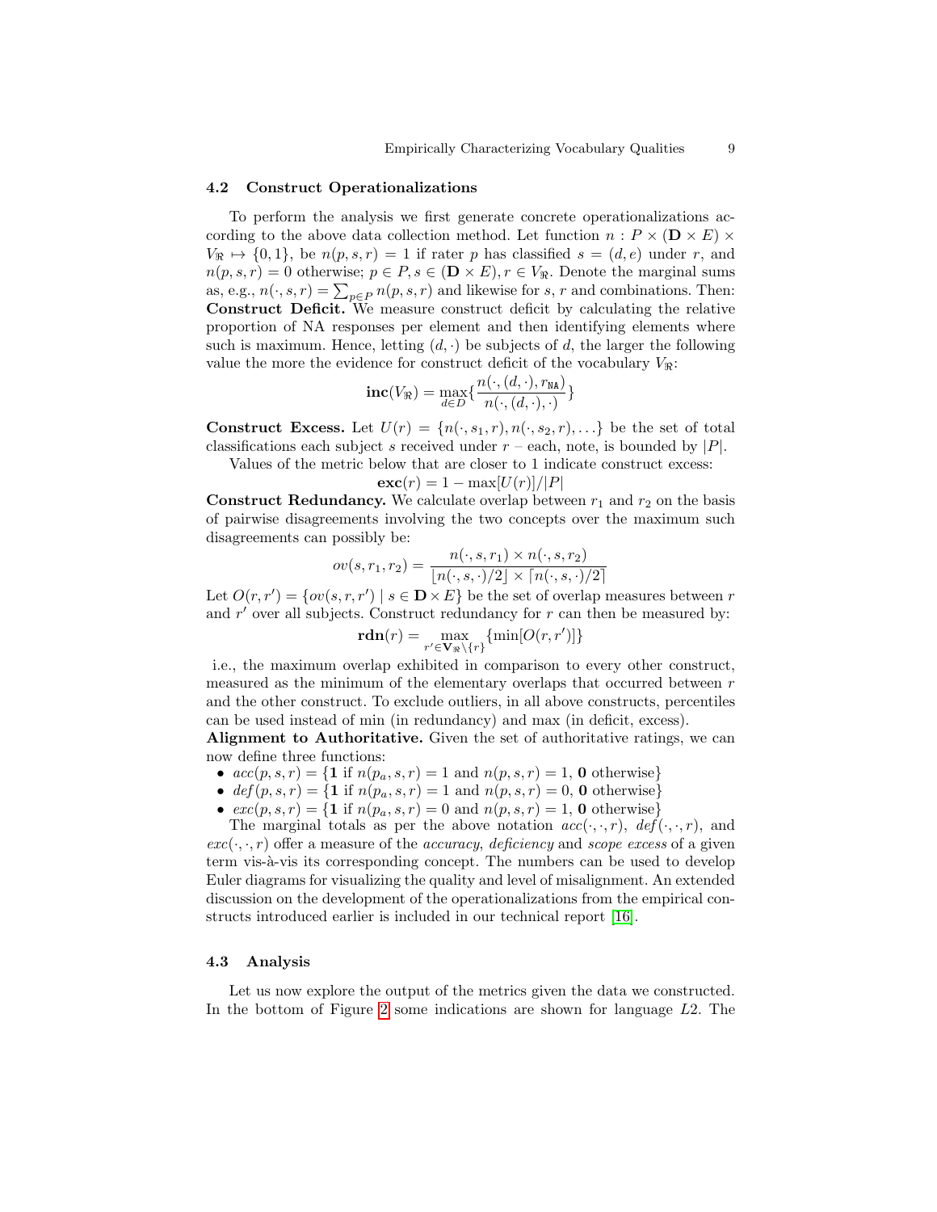### 4.2 Construct Operationalizations

To perform the analysis we first generate concrete operationalizations according to the above data collection method. Let function $n : P \times (\mathbf{D} \times E) \times V_{\Re} \mapsto \{0,1\}$, be $n(p,s,r) = 1$ if rater $p$ has classified $s = (d,e)$ under $r$, and $n(p,s,r) = 0$ otherwise; $p \in P, s \in (\mathbf{D} \times E), r \in V_{\Re}$. Denote the marginal sums as, e.g., $n(\cdot,s,r) = \sum_{p \in P} n(p,s,r)$ and likewise for $s$, $r$ and combinations. Then:
**Construct Deficit.** We measure construct deficit by calculating the relative proportion of NA responses per element and then identifying elements where such is maximum. Hence, letting $(d,\cdot)$ be subjects of $d$, the larger the following value the more the evidence for construct deficit of the vocabulary $V_{\Re}$:

$$\mathbf{inc}(V_{\Re}) = \max_{d \in D}\{\frac{n(\cdot,(d,\cdot),r_{\mathtt{NA}})}{n(\cdot,(d,\cdot),\cdot)}\}$$

**Construct Excess.** Let $U(r) = \{n(\cdot,s_1,r), n(\cdot,s_2,r), \ldots\}$ be the set of total classifications each subject $s$ received under $r$ – each, note, is bounded by $|P|$.

Values of the metric below that are closer to 1 indicate construct excess:

$$\mathbf{exc}(r) = 1 - \max[U(r)]/|P|$$

**Construct Redundancy.** We calculate overlap between $r_1$ and $r_2$ on the basis of pairwise disagreements involving the two concepts over the maximum such disagreements can possibly be:

$$ov(s,r_1,r_2) = \frac{n(\cdot,s,r_1) \times n(\cdot,s,r_2)}{\lfloor n(\cdot,s,\cdot)/2 \rfloor \times \lceil n(\cdot,s,\cdot)/2 \rceil}$$

Let $O(r,r') = \{ov(s,r,r') \mid s \in \mathbf{D} \times E\}$ be the set of overlap measures between $r$ and $r'$ over all subjects. Construct redundancy for $r$ can then be measured by:

$$\mathbf{rdn}(r) = \max_{r' \in \mathbf{V}_{\Re} \setminus \{r\}}\{\min[O(r,r')]\}$$

i.e., the maximum overlap exhibited in comparison to every other construct, measured as the minimum of the elementary overlaps that occurred between $r$ and the other construct. To exclude outliers, in all above constructs, percentiles can be used instead of min (in redundancy) and max (in deficit, excess).
**Alignment to Authoritative.** Given the set of authoritative ratings, we can now define three functions:

- $acc(p,s,r) = \{\mathbf{1}$ if $n(p_a,s,r) = 1$ and $n(p,s,r) = 1$, $\mathbf{0}$ otherwise$\}$
- $def(p,s,r) = \{\mathbf{1}$ if $n(p_a,s,r) = 1$ and $n(p,s,r) = 0$, $\mathbf{0}$ otherwise$\}$
- $exc(p,s,r) = \{\mathbf{1}$ if $n(p_a,s,r) = 0$ and $n(p,s,r) = 1$, $\mathbf{0}$ otherwise$\}$

The marginal totals as per the above notation $acc(\cdot,\cdot,r)$, $def(\cdot,\cdot,r)$, and $exc(\cdot,\cdot,r)$ offer a measure of the *accuracy*, *deficiency* and *scope excess* of a given term vis-à-vis its corresponding concept. The numbers can be used to develop Euler diagrams for visualizing the quality and level of misalignment. An extended discussion on the development of the operationalizations from the empirical constructs introduced earlier is included in our technical report [16].

### 4.3 Analysis

Let us now explore the output of the metrics given the data we constructed. In the bottom of Figure 2 some indications are shown for language $L2$. The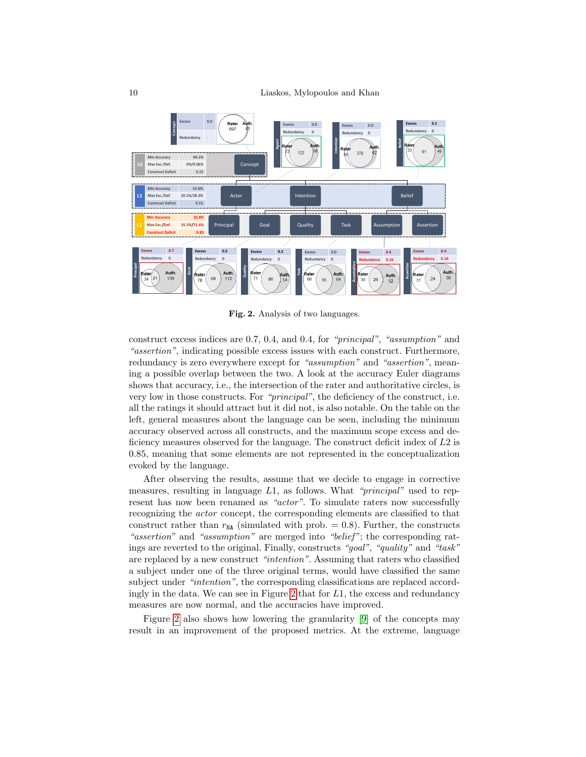Fig. 2. Analysis of two languages.

construct excess indices are 0.7, 0.4, and 0.4, for *"principal"*, *"assumption"* and *"assertion"*, indicating possible excess issues with each construct. Furthermore, redundancy is zero everywhere except for *"assumption"* and *"assertion"*, meaning a possible overlap between the two. A look at the accuracy Euler diagrams shows that accuracy, i.e., the intersection of the rater and authoritative circles, is very low in those constructs. For *"principal"*, the deficiency of the construct, i.e. all the ratings it should attract but it did not, is also notable. On the table on the left, general measures about the language can be seen, including the minimum accuracy observed across all constructs, and the maximum scope excess and deficiency measures observed for the language. The construct deficit index of $L2$ is 0.85, meaning that some elements are not represented in the conceptualization evoked by the language.

After observing the results, assume that we decide to engage in corrective measures, resulting in language $L1$, as follows. What *"principal"* used to represent has now been renamed as *"actor"*. To simulate raters now successfully recognizing the *actor* concept, the corresponding elements are classified to that construct rather than $r_{\mathtt{NA}}$ (simulated with prob. $= 0.8$). Further, the constructs *"assertion"* and *"assumption"* are merged into *"belief"*; the corresponding ratings are reverted to the original. Finally, constructs *"goal"*, *"quality"* and *"task"* are replaced by a new construct *"intention"*. Assuming that raters who classified a subject under one of the three original terms, would have classified the same subject under *"intention"*, the corresponding classifications are replaced accordingly in the data. We can see in Figure 2 that for $L1$, the excess and redundancy measures are now normal, and the accuracies have improved.

Figure 2 also shows how lowering the granularity [9] of the concepts may result in an improvement of the proposed metrics. At the extreme, language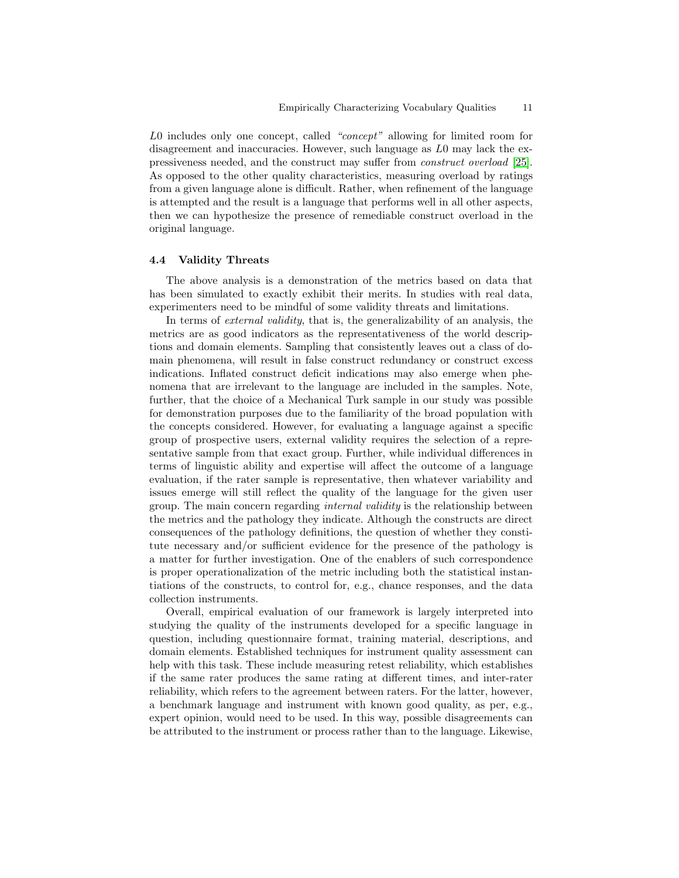$L0$ includes only one concept, called *"concept"* allowing for limited room for disagreement and inaccuracies. However, such language as $L0$ may lack the expressiveness needed, and the construct may suffer from *construct overload* [25]. As opposed to the other quality characteristics, measuring overload by ratings from a given language alone is difficult. Rather, when refinement of the language is attempted and the result is a language that performs well in all other aspects, then we can hypothesize the presence of remediable construct overload in the original language.

### 4.4 Validity Threats

The above analysis is a demonstration of the metrics based on data that has been simulated to exactly exhibit their merits. In studies with real data, experimenters need to be mindful of some validity threats and limitations.

In terms of *external validity*, that is, the generalizability of an analysis, the metrics are as good indicators as the representativeness of the world descriptions and domain elements. Sampling that consistently leaves out a class of domain phenomena, will result in false construct redundancy or construct excess indications. Inflated construct deficit indications may also emerge when phenomena that are irrelevant to the language are included in the samples. Note, further, that the choice of a Mechanical Turk sample in our study was possible for demonstration purposes due to the familiarity of the broad population with the concepts considered. However, for evaluating a language against a specific group of prospective users, external validity requires the selection of a representative sample from that exact group. Further, while individual differences in terms of linguistic ability and expertise will affect the outcome of a language evaluation, if the rater sample is representative, then whatever variability and issues emerge will still reflect the quality of the language for the given user group. The main concern regarding *internal validity* is the relationship between the metrics and the pathology they indicate. Although the constructs are direct consequences of the pathology definitions, the question of whether they constitute necessary and/or sufficient evidence for the presence of the pathology is a matter for further investigation. One of the enablers of such correspondence is proper operationalization of the metric including both the statistical instantiations of the constructs, to control for, e.g., chance responses, and the data collection instruments.

Overall, empirical evaluation of our framework is largely interpreted into studying the quality of the instruments developed for a specific language in question, including questionnaire format, training material, descriptions, and domain elements. Established techniques for instrument quality assessment can help with this task. These include measuring retest reliability, which establishes if the same rater produces the same rating at different times, and inter-rater reliability, which refers to the agreement between raters. For the latter, however, a benchmark language and instrument with known good quality, as per, e.g., expert opinion, would need to be used. In this way, possible disagreements can be attributed to the instrument or process rather than to the language. Likewise,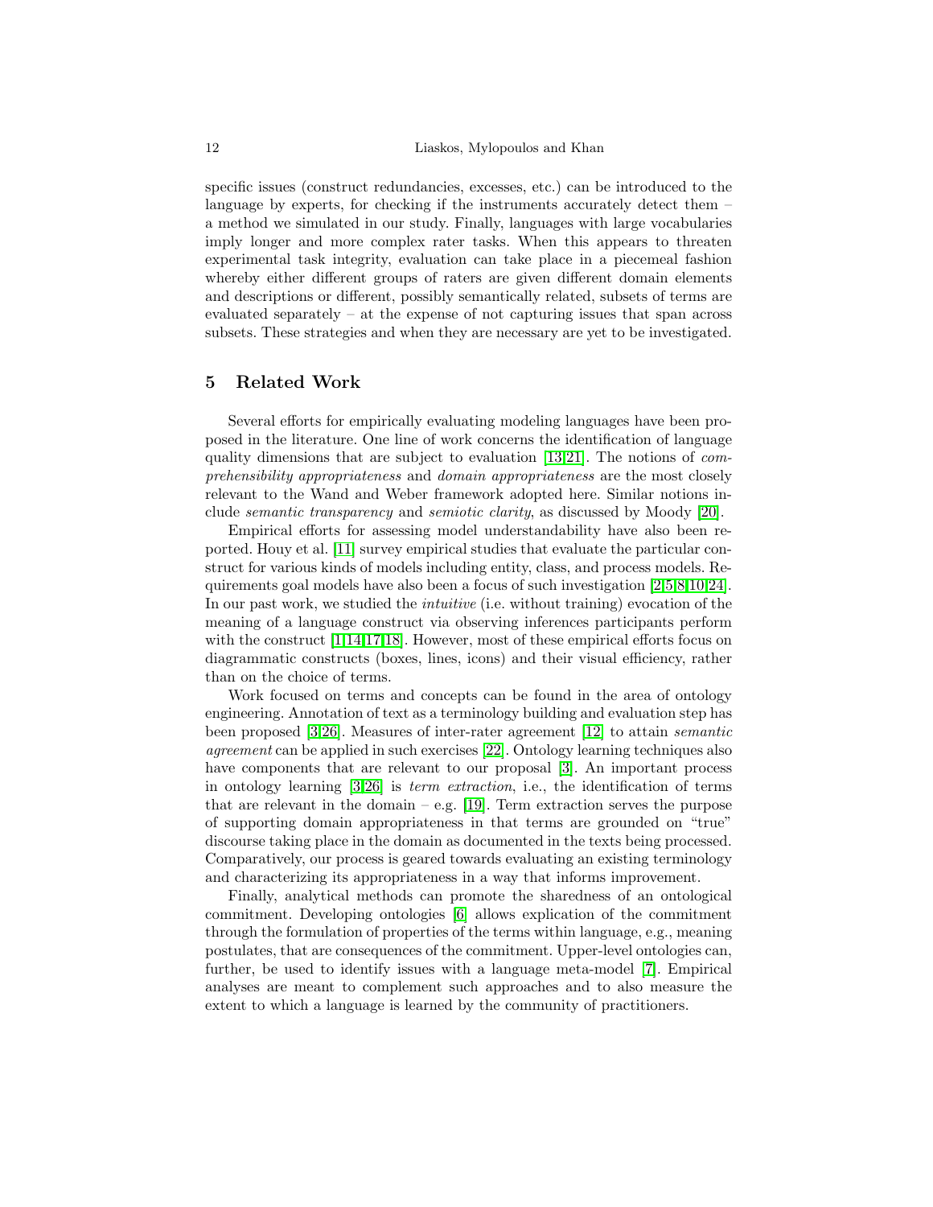specific issues (construct redundancies, excesses, etc.) can be introduced to the language by experts, for checking if the instruments accurately detect them – a method we simulated in our study. Finally, languages with large vocabularies imply longer and more complex rater tasks. When this appears to threaten experimental task integrity, evaluation can take place in a piecemeal fashion whereby either different groups of raters are given different domain elements and descriptions or different, possibly semantically related, subsets of terms are evaluated separately – at the expense of not capturing issues that span across subsets. These strategies and when they are necessary are yet to be investigated.

## 5 Related Work

Several efforts for empirically evaluating modeling languages have been proposed in the literature. One line of work concerns the identification of language quality dimensions that are subject to evaluation [13,21]. The notions of *comprehensibility appropriateness* and *domain appropriateness* are the most closely relevant to the Wand and Weber framework adopted here. Similar notions include *semantic transparency* and *semiotic clarity*, as discussed by Moody [20].

Empirical efforts for assessing model understandability have also been reported. Houy et al. [11] survey empirical studies that evaluate the particular construct for various kinds of models including entity, class, and process models. Requirements goal models have also been a focus of such investigation [2,5,8,10,24]. In our past work, we studied the *intuitive* (i.e. without training) evocation of the meaning of a language construct via observing inferences participants perform with the construct [1,14,17,18]. However, most of these empirical efforts focus on diagrammatic constructs (boxes, lines, icons) and their visual efficiency, rather than on the choice of terms.

Work focused on terms and concepts can be found in the area of ontology engineering. Annotation of text as a terminology building and evaluation step has been proposed [3,26]. Measures of inter-rater agreement [12] to attain *semantic agreement* can be applied in such exercises [22]. Ontology learning techniques also have components that are relevant to our proposal [3]. An important process in ontology learning [3,26] is *term extraction*, i.e., the identification of terms that are relevant in the domain – e.g. [19]. Term extraction serves the purpose of supporting domain appropriateness in that terms are grounded on "true" discourse taking place in the domain as documented in the texts being processed. Comparatively, our process is geared towards evaluating an existing terminology and characterizing its appropriateness in a way that informs improvement.

Finally, analytical methods can promote the sharedness of an ontological commitment. Developing ontologies [6] allows explication of the commitment through the formulation of properties of the terms within language, e.g., meaning postulates, that are consequences of the commitment. Upper-level ontologies can, further, be used to identify issues with a language meta-model [7]. Empirical analyses are meant to complement such approaches and to also measure the extent to which a language is learned by the community of practitioners.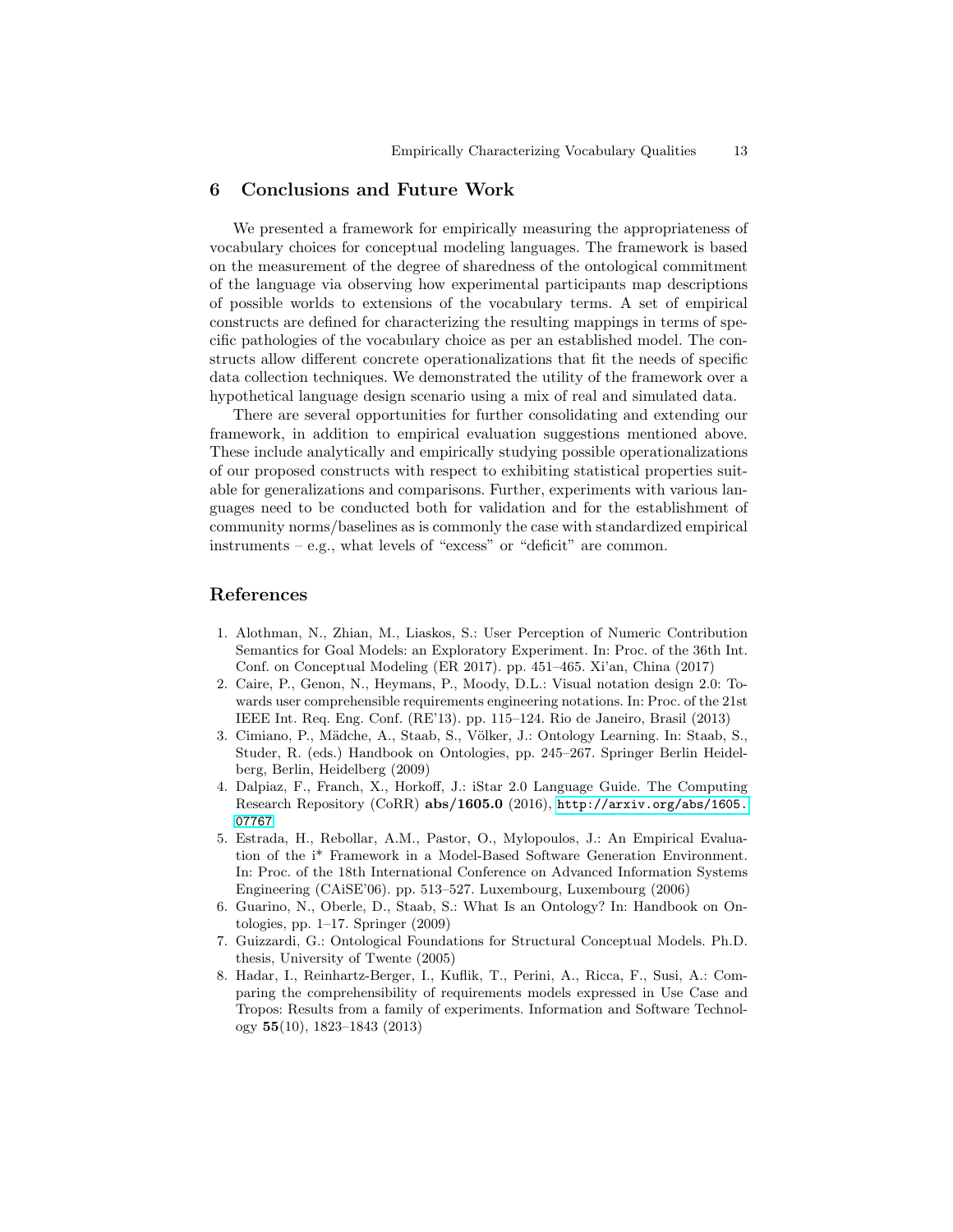## 6 Conclusions and Future Work

We presented a framework for empirically measuring the appropriateness of vocabulary choices for conceptual modeling languages. The framework is based on the measurement of the degree of sharedness of the ontological commitment of the language via observing how experimental participants map descriptions of possible worlds to extensions of the vocabulary terms. A set of empirical constructs are defined for characterizing the resulting mappings in terms of specific pathologies of the vocabulary choice as per an established model. The constructs allow different concrete operationalizations that fit the needs of specific data collection techniques. We demonstrated the utility of the framework over a hypothetical language design scenario using a mix of real and simulated data.

There are several opportunities for further consolidating and extending our framework, in addition to empirical evaluation suggestions mentioned above. These include analytically and empirically studying possible operationalizations of our proposed constructs with respect to exhibiting statistical properties suitable for generalizations and comparisons. Further, experiments with various languages need to be conducted both for validation and for the establishment of community norms/baselines as is commonly the case with standardized empirical instruments – e.g., what levels of "excess" or "deficit" are common.

## References

1. Alothman, N., Zhian, M., Liaskos, S.: User Perception of Numeric Contribution Semantics for Goal Models: an Exploratory Experiment. In: Proc. of the 36th Int. Conf. on Conceptual Modeling (ER 2017). pp. 451–465. Xi'an, China (2017)
2. Caire, P., Genon, N., Heymans, P., Moody, D.L.: Visual notation design 2.0: Towards user comprehensible requirements engineering notations. In: Proc. of the 21st IEEE Int. Req. Eng. Conf. (RE'13). pp. 115–124. Rio de Janeiro, Brasil (2013)
3. Cimiano, P., Mädche, A., Staab, S., Völker, J.: Ontology Learning. In: Staab, S., Studer, R. (eds.) Handbook on Ontologies, pp. 245–267. Springer Berlin Heidelberg, Berlin, Heidelberg (2009)
4. Dalpiaz, F., Franch, X., Horkoff, J.: iStar 2.0 Language Guide. The Computing Research Repository (CoRR) **abs/1605.0** (2016), http://arxiv.org/abs/1605.07767
5. Estrada, H., Rebollar, A.M., Pastor, O., Mylopoulos, J.: An Empirical Evaluation of the i* Framework in a Model-Based Software Generation Environment. In: Proc. of the 18th International Conference on Advanced Information Systems Engineering (CAiSE'06). pp. 513–527. Luxembourg, Luxembourg (2006)
6. Guarino, N., Oberle, D., Staab, S.: What Is an Ontology? In: Handbook on Ontologies, pp. 1–17. Springer (2009)
7. Guizzardi, G.: Ontological Foundations for Structural Conceptual Models. Ph.D. thesis, University of Twente (2005)
8. Hadar, I., Reinhartz-Berger, I., Kuflik, T., Perini, A., Ricca, F., Susi, A.: Comparing the comprehensibility of requirements models expressed in Use Case and Tropos: Results from a family of experiments. Information and Software Technology **55**(10), 1823–1843 (2013)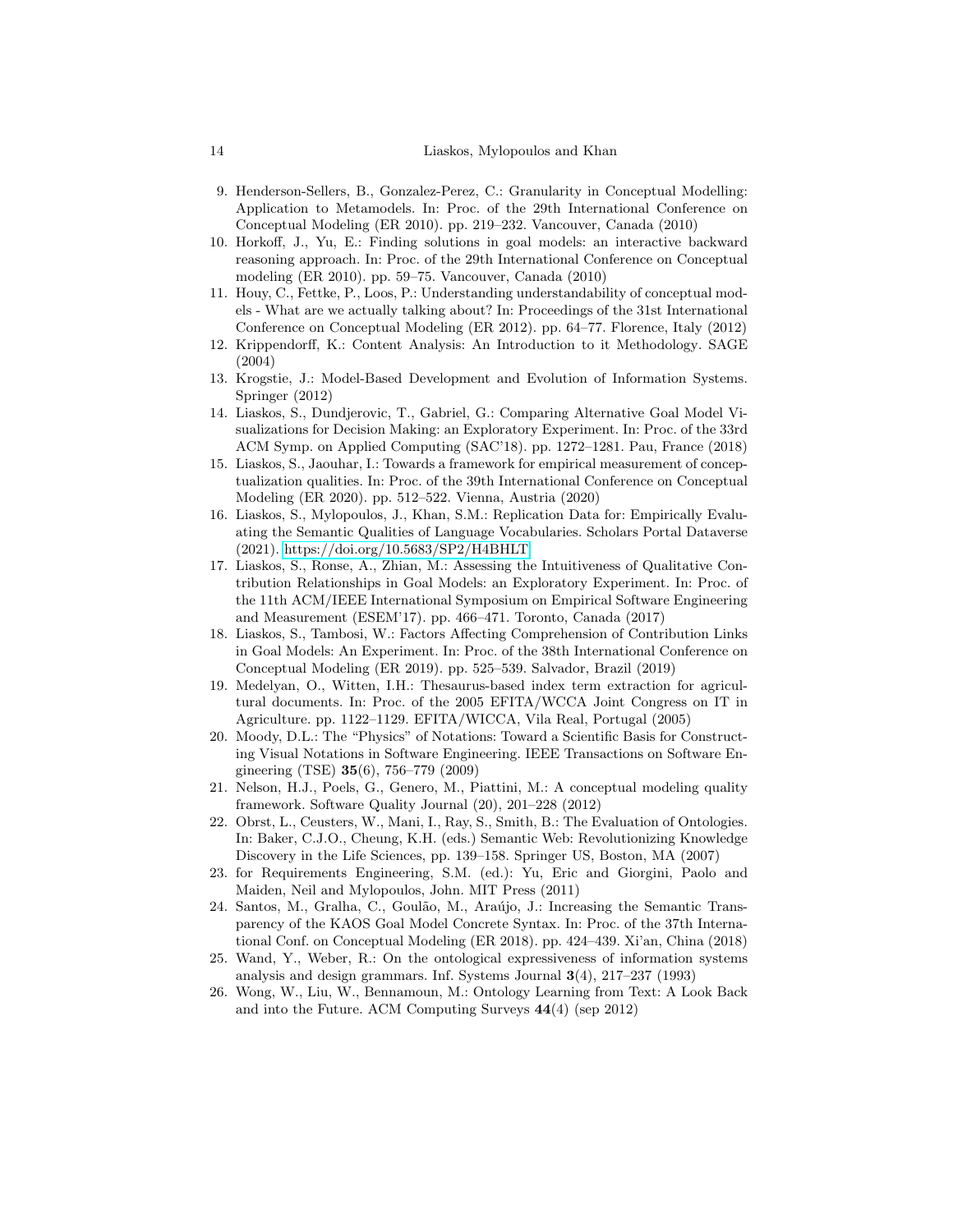9. Henderson-Sellers, B., Gonzalez-Perez, C.: Granularity in Conceptual Modelling: Application to Metamodels. In: Proc. of the 29th International Conference on Conceptual Modeling (ER 2010). pp. 219–232. Vancouver, Canada (2010)
10. Horkoff, J., Yu, E.: Finding solutions in goal models: an interactive backward reasoning approach. In: Proc. of the 29th International Conference on Conceptual modeling (ER 2010). pp. 59–75. Vancouver, Canada (2010)
11. Houy, C., Fettke, P., Loos, P.: Understanding understandability of conceptual models - What are we actually talking about? In: Proceedings of the 31st International Conference on Conceptual Modeling (ER 2012). pp. 64–77. Florence, Italy (2012)
12. Krippendorff, K.: Content Analysis: An Introduction to it Methodology. SAGE (2004)
13. Krogstie, J.: Model-Based Development and Evolution of Information Systems. Springer (2012)
14. Liaskos, S., Dundjerovic, T., Gabriel, G.: Comparing Alternative Goal Model Visualizations for Decision Making: an Exploratory Experiment. In: Proc. of the 33rd ACM Symp. on Applied Computing (SAC'18). pp. 1272–1281. Pau, France (2018)
15. Liaskos, S., Jaouhar, I.: Towards a framework for empirical measurement of conceptualization qualities. In: Proc. of the 39th International Conference on Conceptual Modeling (ER 2020). pp. 512–522. Vienna, Austria (2020)
16. Liaskos, S., Mylopoulos, J., Khan, S.M.: Replication Data for: Empirically Evaluating the Semantic Qualities of Language Vocabularies. Scholars Portal Dataverse (2021). https://doi.org/10.5683/SP2/H4BHLT
17. Liaskos, S., Ronse, A., Zhian, M.: Assessing the Intuitiveness of Qualitative Contribution Relationships in Goal Models: an Exploratory Experiment. In: Proc. of the 11th ACM/IEEE International Symposium on Empirical Software Engineering and Measurement (ESEM'17). pp. 466–471. Toronto, Canada (2017)
18. Liaskos, S., Tambosi, W.: Factors Affecting Comprehension of Contribution Links in Goal Models: An Experiment. In: Proc. of the 38th International Conference on Conceptual Modeling (ER 2019). pp. 525–539. Salvador, Brazil (2019)
19. Medelyan, O., Witten, I.H.: Thesaurus-based index term extraction for agricultural documents. In: Proc. of the 2005 EFITA/WCCA Joint Congress on IT in Agriculture. pp. 1122–1129. EFITA/WICCA, Vila Real, Portugal (2005)
20. Moody, D.L.: The "Physics" of Notations: Toward a Scientific Basis for Constructing Visual Notations in Software Engineering. IEEE Transactions on Software Engineering (TSE) **35**(6), 756–779 (2009)
21. Nelson, H.J., Poels, G., Genero, M., Piattini, M.: A conceptual modeling quality framework. Software Quality Journal (20), 201–228 (2012)
22. Obrst, L., Ceusters, W., Mani, I., Ray, S., Smith, B.: The Evaluation of Ontologies. In: Baker, C.J.O., Cheung, K.H. (eds.) Semantic Web: Revolutionizing Knowledge Discovery in the Life Sciences, pp. 139–158. Springer US, Boston, MA (2007)
23. for Requirements Engineering, S.M. (ed.): Yu, Eric and Giorgini, Paolo and Maiden, Neil and Mylopoulos, John. MIT Press (2011)
24. Santos, M., Gralha, C., Goulão, M., Araújo, J.: Increasing the Semantic Transparency of the KAOS Goal Model Concrete Syntax. In: Proc. of the 37th International Conf. on Conceptual Modeling (ER 2018). pp. 424–439. Xi'an, China (2018)
25. Wand, Y., Weber, R.: On the ontological expressiveness of information systems analysis and design grammars. Inf. Systems Journal **3**(4), 217–237 (1993)
26. Wong, W., Liu, W., Bennamoun, M.: Ontology Learning from Text: A Look Back and into the Future. ACM Computing Surveys **44**(4) (sep 2012)